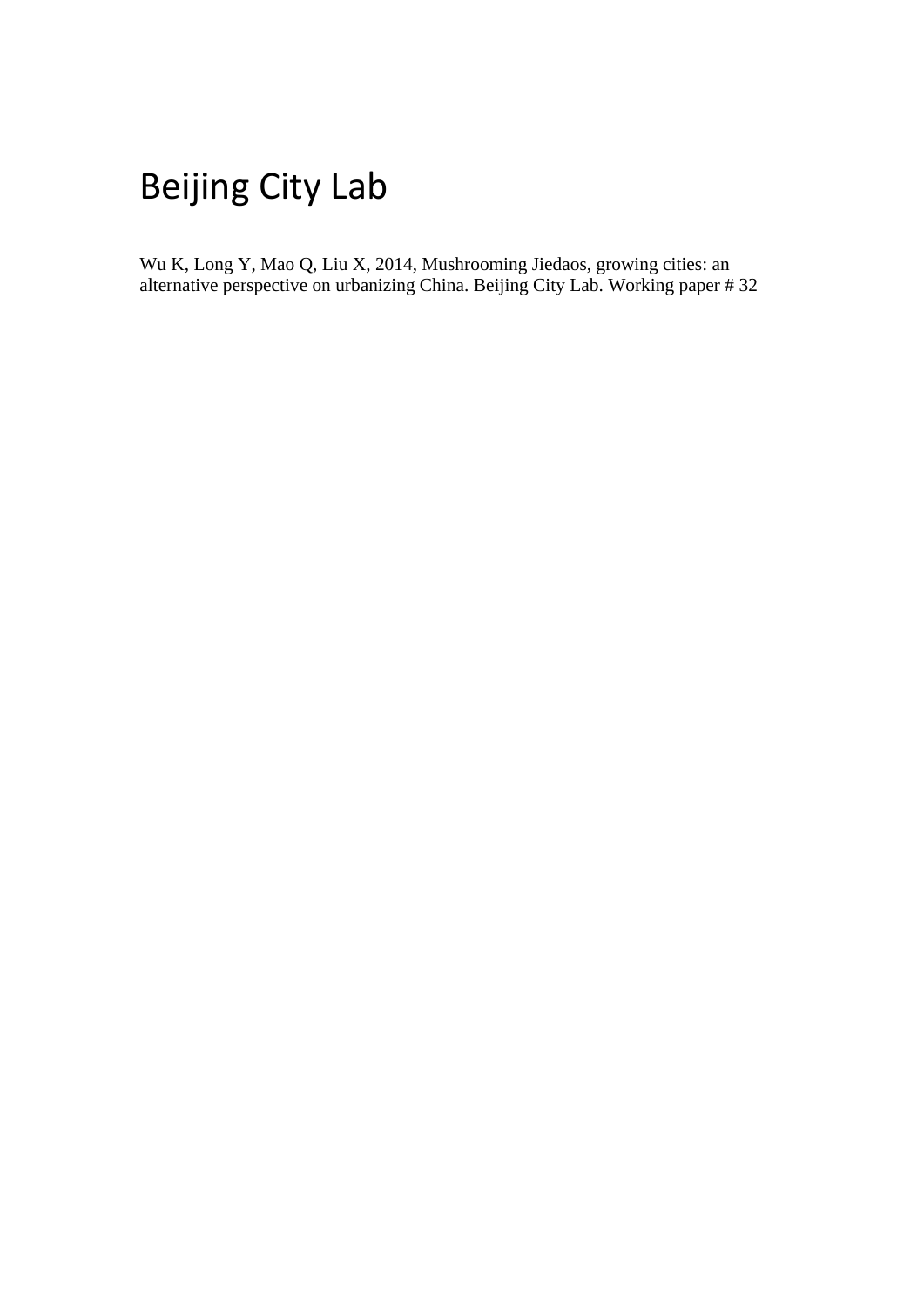# Beijing City Lab

Wu K, Long Y, Mao Q, Liu X, 2014, Mushrooming Jiedaos, growing cities: an alternative perspective on urbanizing China. Beijing City Lab. Working paper # 32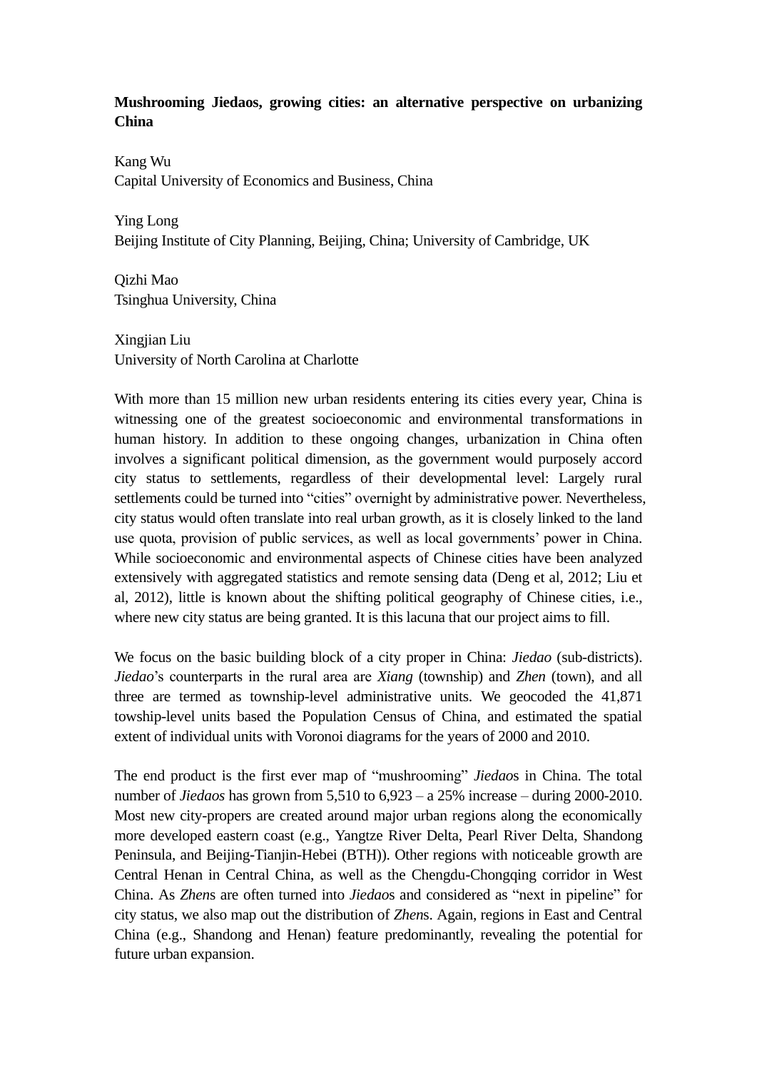**Mushrooming Jiedaos, growing cities: an alternative perspective on urbanizing China**

Kang Wu
Capital University of Economics and Business, China

Ying Long
Beijing Institute of City Planning, Beijing, China; University of Cambridge, UK

Qizhi Mao
Tsinghua University, China

Xingjian Liu
University of North Carolina at Charlotte

With more than 15 million new urban residents entering its cities every year, China is witnessing one of the greatest socioeconomic and environmental transformations in human history. In addition to these ongoing changes, urbanization in China often involves a significant political dimension, as the government would purposely accord city status to settlements, regardless of their developmental level: Largely rural settlements could be turned into "cities" overnight by administrative power. Nevertheless, city status would often translate into real urban growth, as it is closely linked to the land use quota, provision of public services, as well as local governments' power in China. While socioeconomic and environmental aspects of Chinese cities have been analyzed extensively with aggregated statistics and remote sensing data (Deng et al, 2012; Liu et al, 2012), little is known about the shifting political geography of Chinese cities, i.e., where new city status are being granted. It is this lacuna that our project aims to fill.

We focus on the basic building block of a city proper in China: *Jiedao* (sub-districts). *Jiedao*'s counterparts in the rural area are *Xiang* (township) and *Zhen* (town), and all three are termed as township-level administrative units. We geocoded the 41,871 towship-level units based the Population Census of China, and estimated the spatial extent of individual units with Voronoi diagrams for the years of 2000 and 2010.

The end product is the first ever map of "mushrooming" *Jiedao*s in China. The total number of *Jiedaos* has grown from 5,510 to 6,923 – a 25% increase – during 2000-2010. Most new city-propers are created around major urban regions along the economically more developed eastern coast (e.g., Yangtze River Delta, Pearl River Delta, Shandong Peninsula, and Beijing-Tianjin-Hebei (BTH)). Other regions with noticeable growth are Central Henan in Central China, as well as the Chengdu-Chongqing corridor in West China. As *Zhen*s are often turned into *Jiedao*s and considered as "next in pipeline" for city status, we also map out the distribution of *Zhen*s. Again, regions in East and Central China (e.g., Shandong and Henan) feature predominantly, revealing the potential for future urban expansion.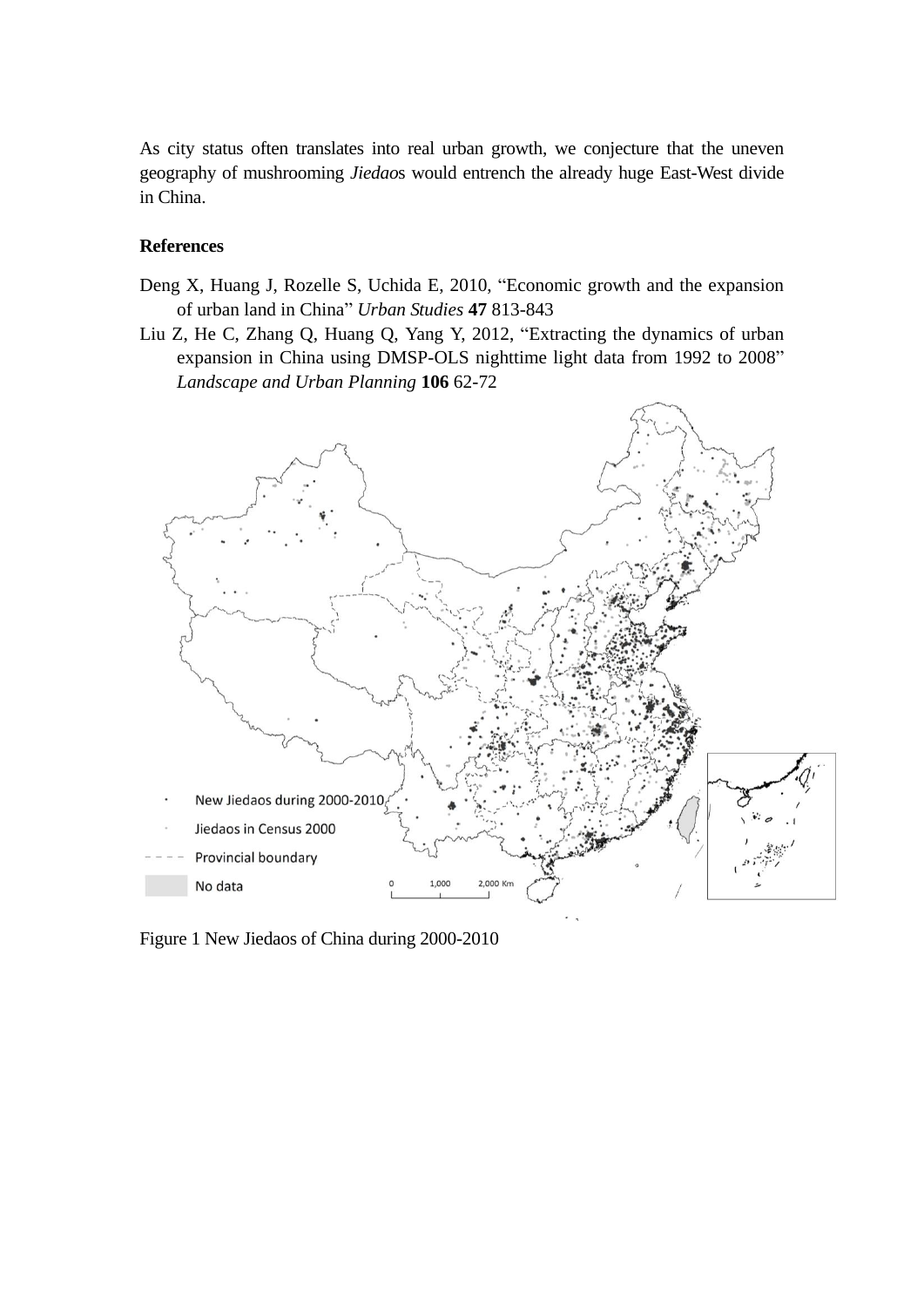As city status often translates into real urban growth, we conjecture that the uneven geography of mushrooming *Jiedao*s would entrench the already huge East-West divide in China.

**References**

Deng X, Huang J, Rozelle S, Uchida E, 2010, "Economic growth and the expansion of urban land in China" *Urban Studies* **47** 813-843

Liu Z, He C, Zhang Q, Huang Q, Yang Y, 2012, "Extracting the dynamics of urban expansion in China using DMSP-OLS nighttime light data from 1992 to 2008" *Landscape and Urban Planning* **106** 62-72

Figure 1 New Jiedaos of China during 2000-2010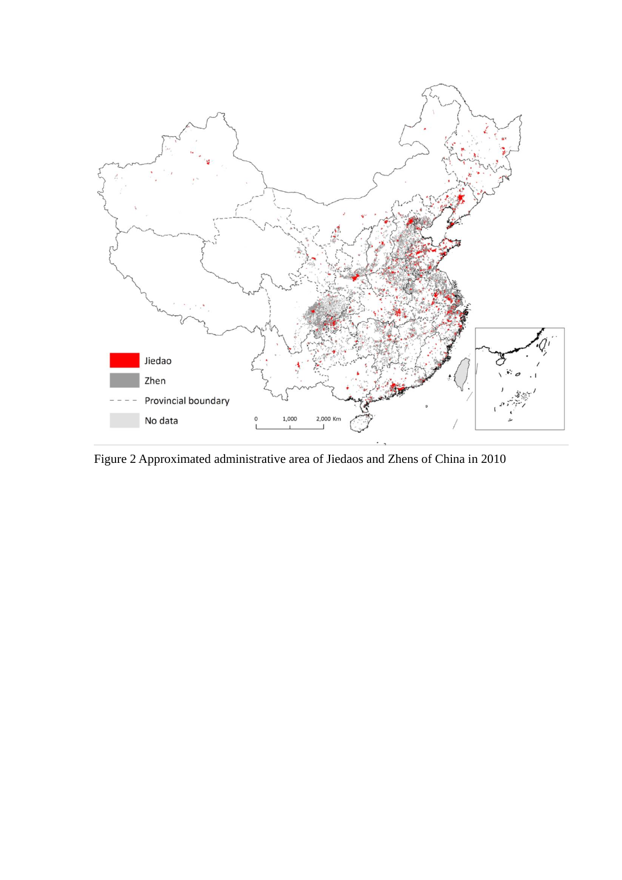Jiedao

Zhen

Provincial boundary

No data

0 1,000 2,000 Km

Figure 2 Approximated administrative area of Jiedaos and Zhens of China in 2010